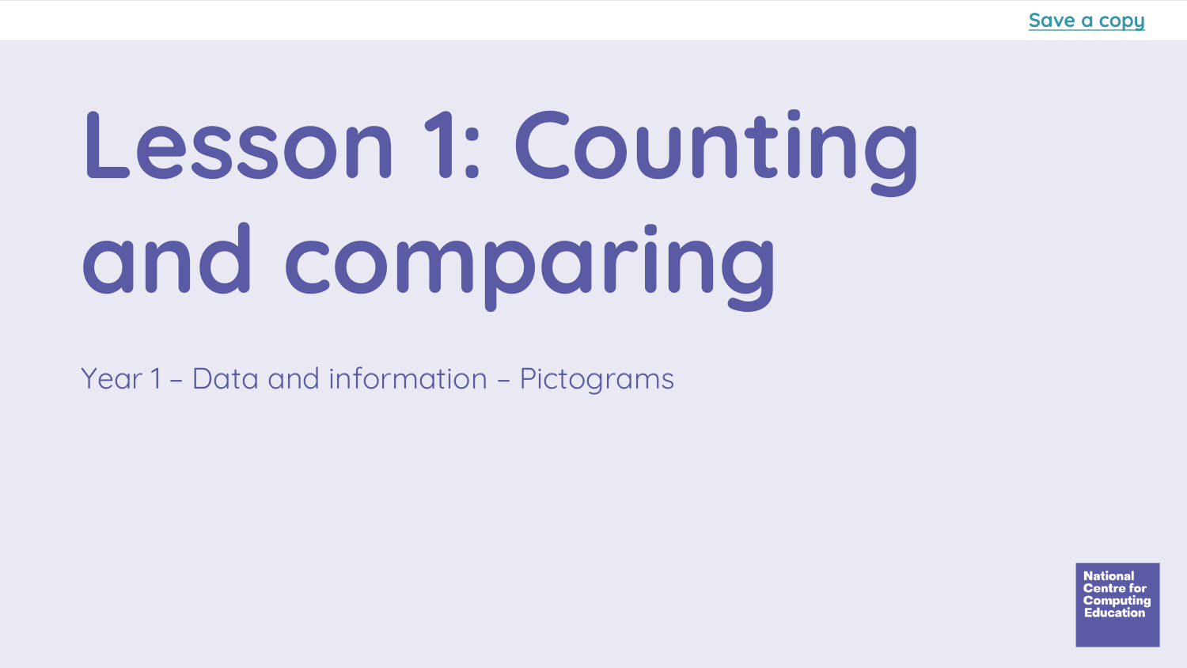Save a copy

# Lesson 1: Counting and comparing

Year 1 – Data and information – Pictograms

National Centre for Computing Education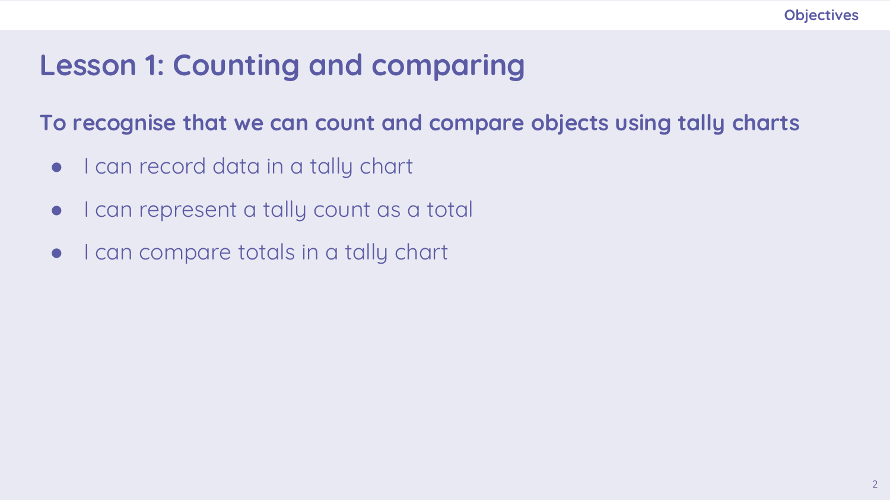# Lesson 1: Counting and comparing

**To recognise that we can count and compare objects using tally charts**

- I can record data in a tally chart
- I can represent a tally count as a total
- I can compare totals in a tally chart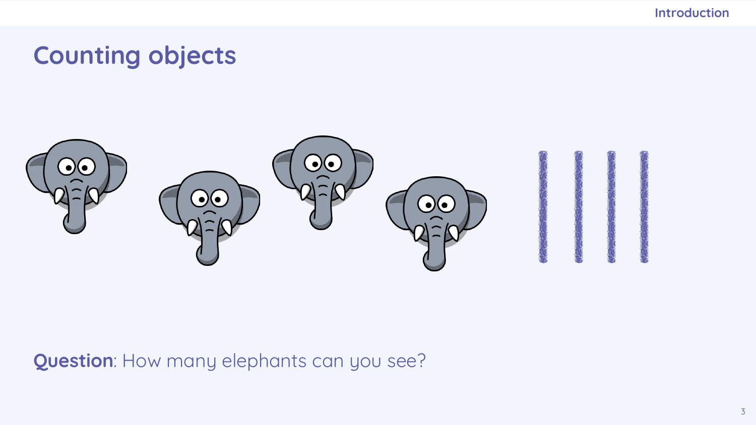# Counting objects

**Question**: How many elephants can you see?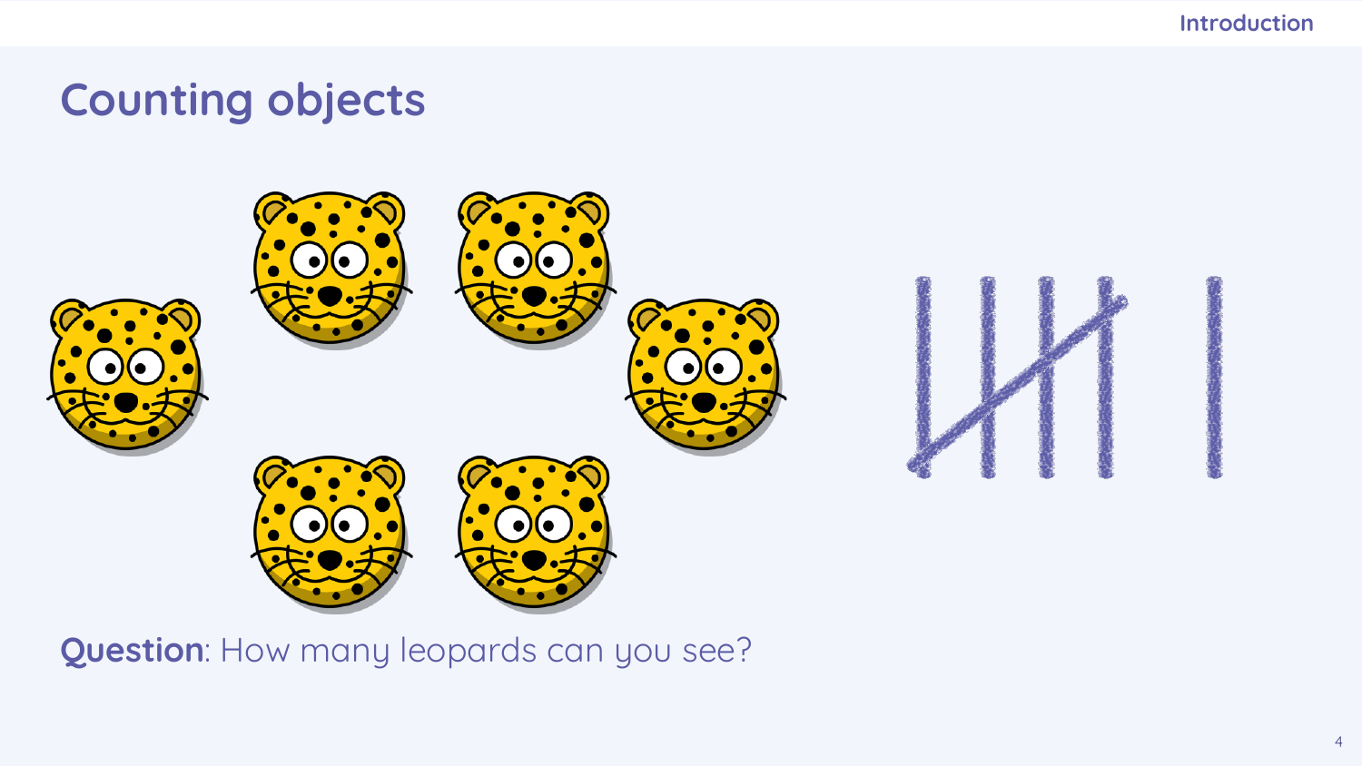# Counting objects

**Question**: How many leopards can you see?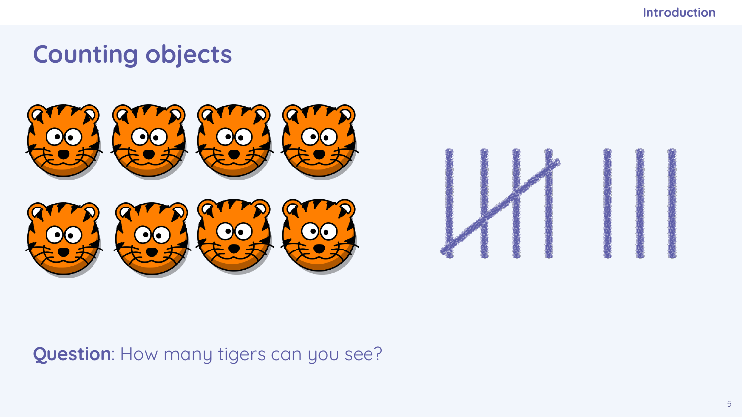# Counting objects

**Question**: How many tigers can you see?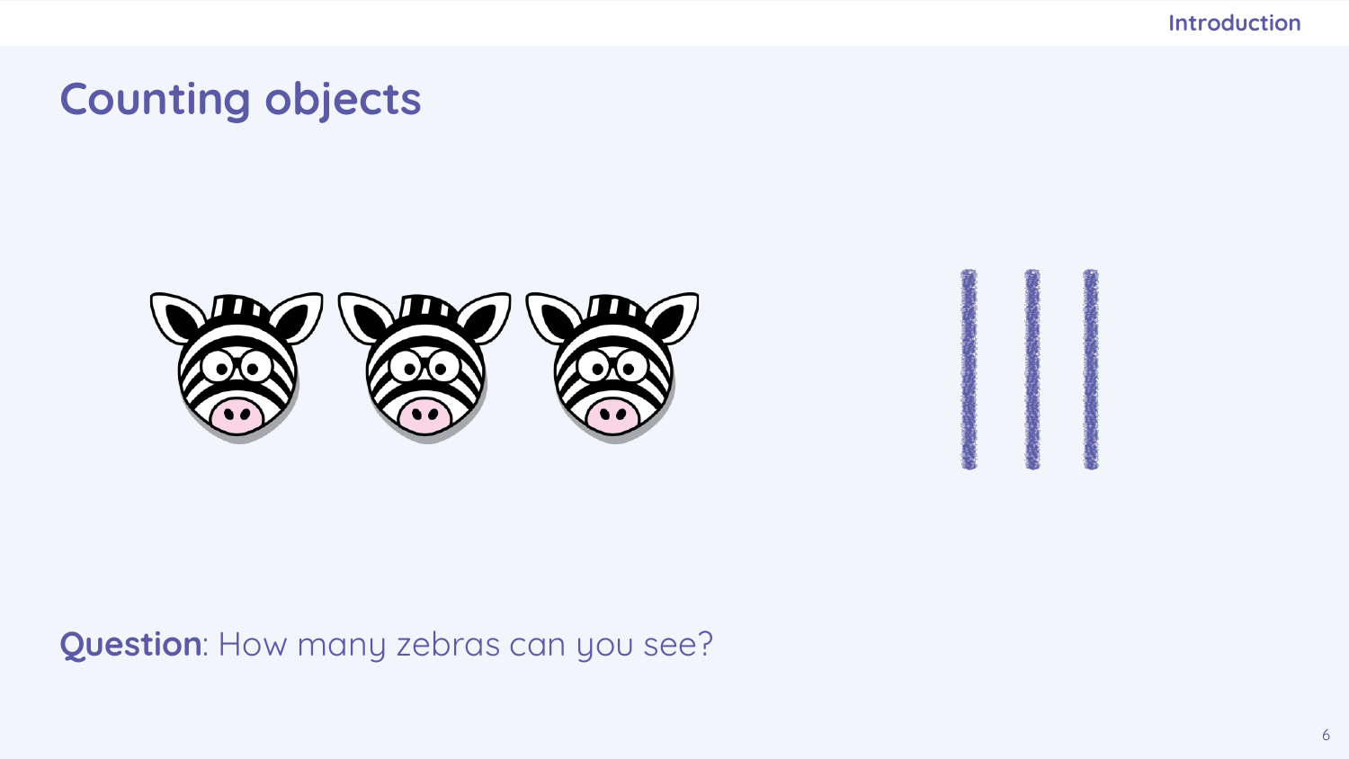# Counting objects

**Question**: How many zebras can you see?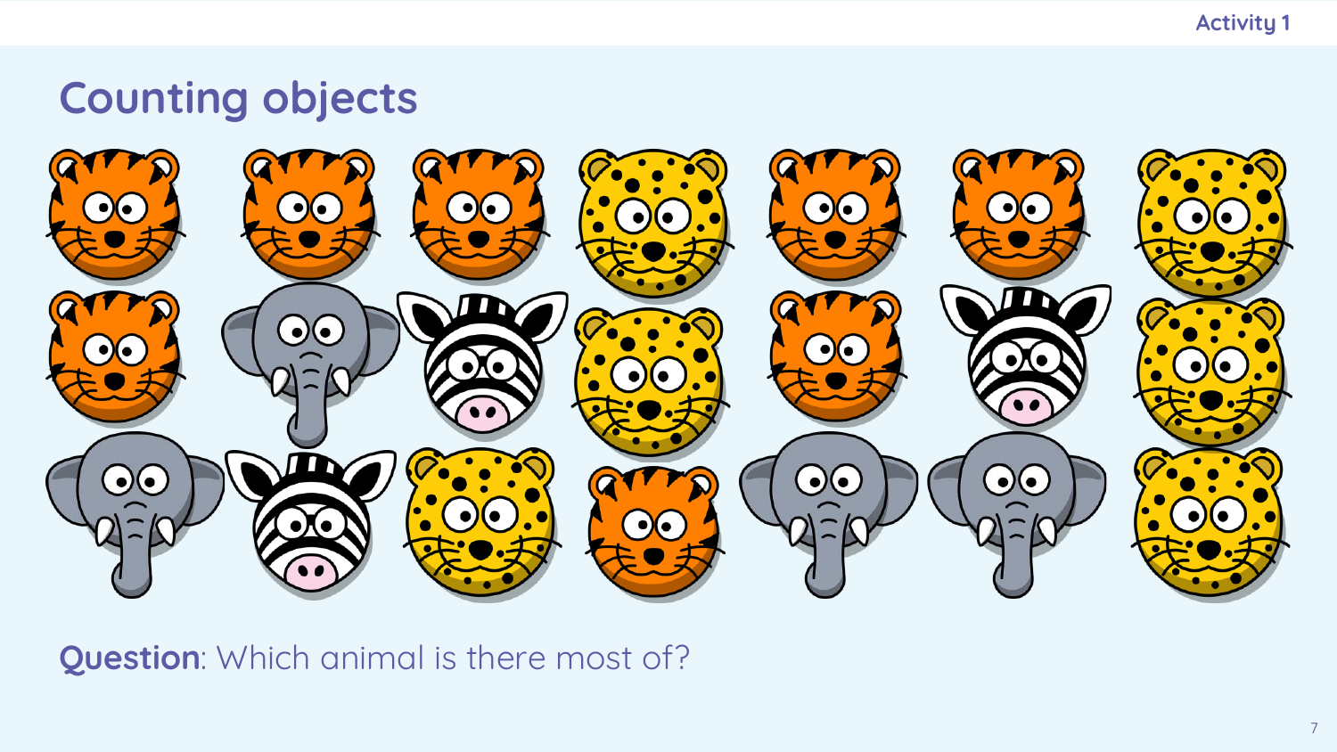# Counting objects

**Question**: Which animal is there most of?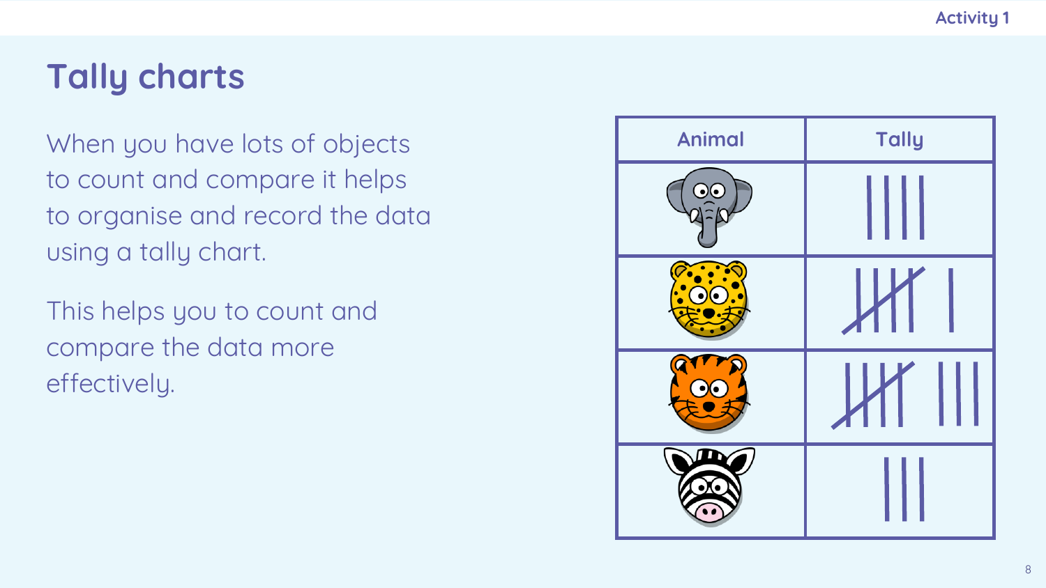# Tally charts

When you have lots of objects to count and compare it helps to organise and record the data using a tally chart.

This helps you to count and compare the data more effectively.

| Animal | Tally |
| --- | --- |
| Elephant | IIII |
| Leopard | ~~IIII~~ I |
| Tiger | ~~IIII~~ III |
| Zebra | III |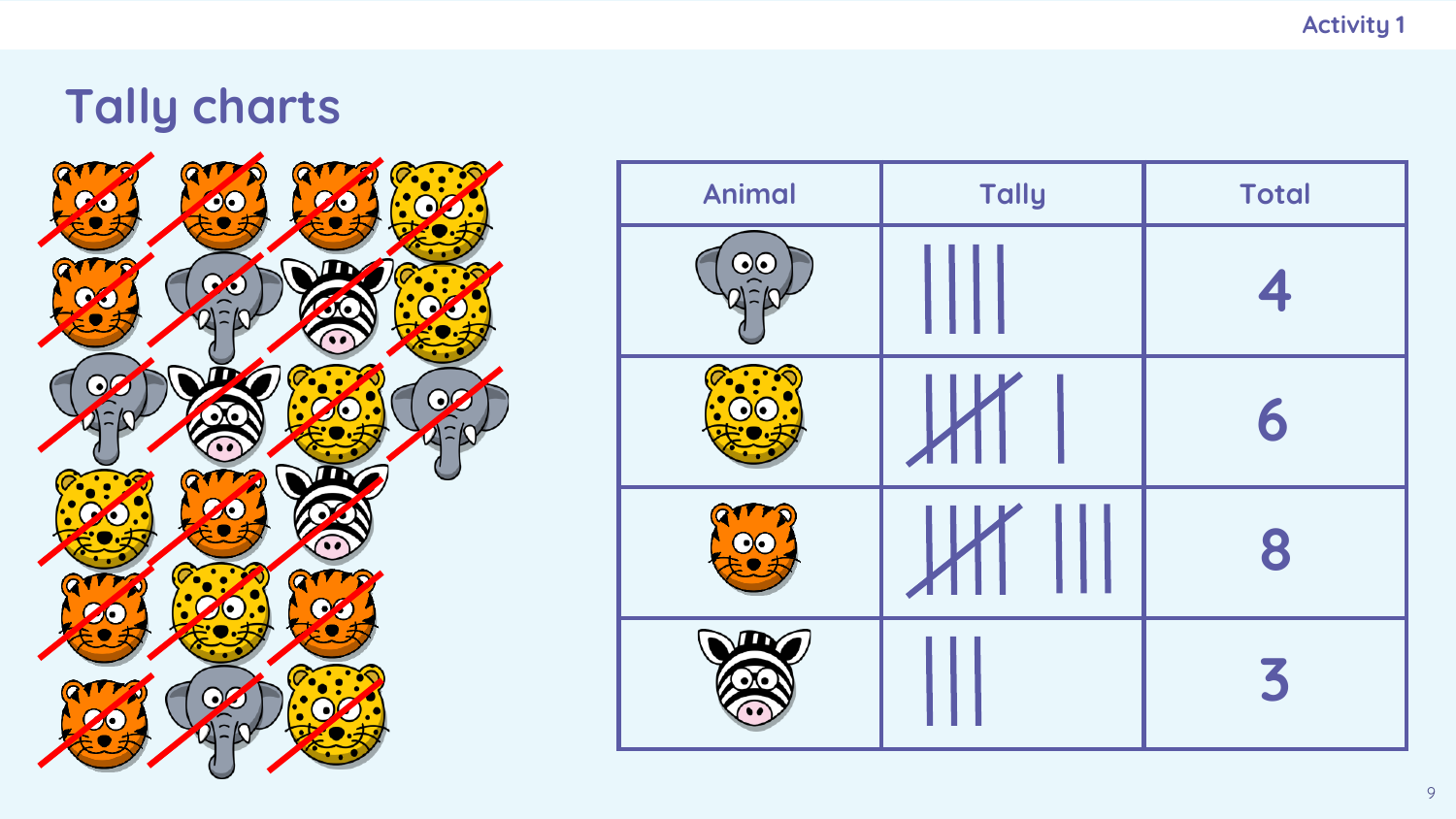# Tally charts

| Animal | Tally | Total |
| --- | --- | --- |
| Elephant | \|\|\|\| | 4 |
| Leopard | 𝍸 \| | 6 |
| Tiger | 𝍸 \|\|\| | 8 |
| Zebra | \|\|\| | 3 |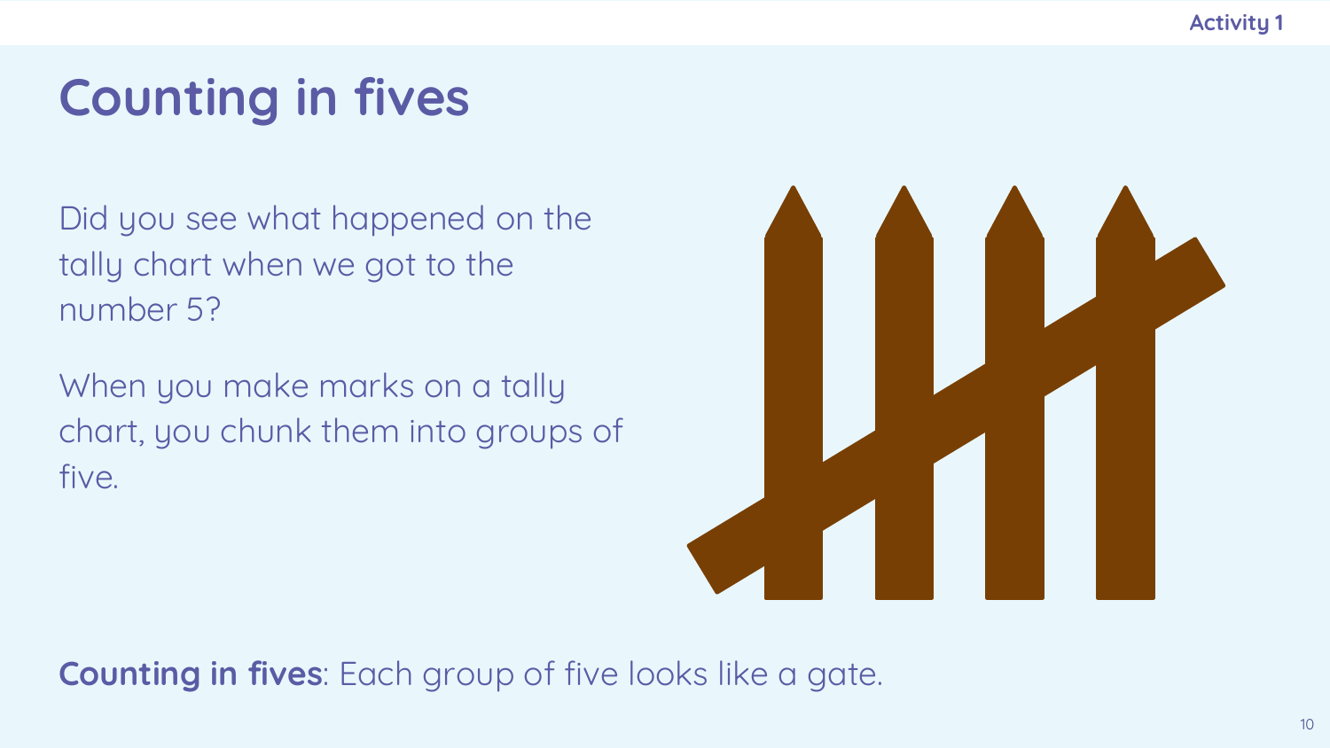# Counting in fives

Did you see what happened on the tally chart when we got to the number 5?

When you make marks on a tally chart, you chunk them into groups of five.

**Counting in fives**: Each group of five looks like a gate.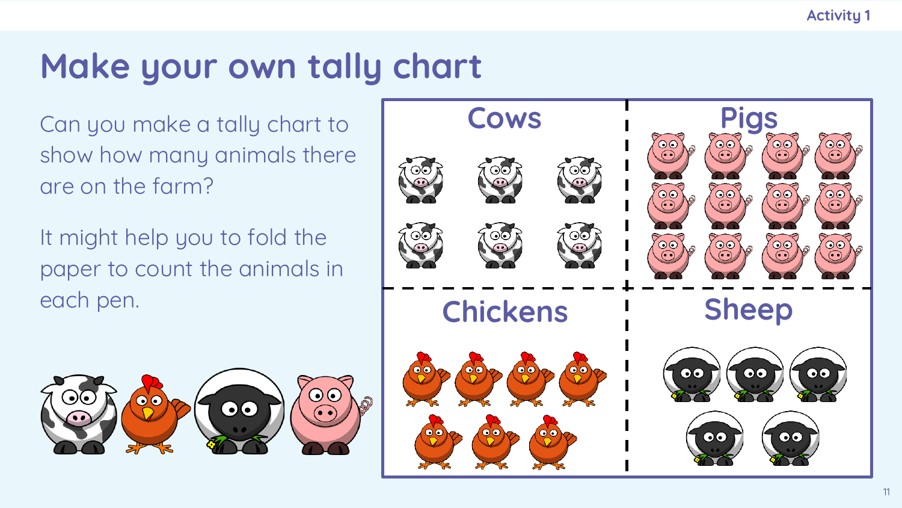# Make your own tally chart

Can you make a tally chart to show how many animals there are on the farm?

It might help you to fold the paper to count the animals in each pen.

| Cows | Pigs |
| --- | --- |
| **Chickens** | **Sheep** |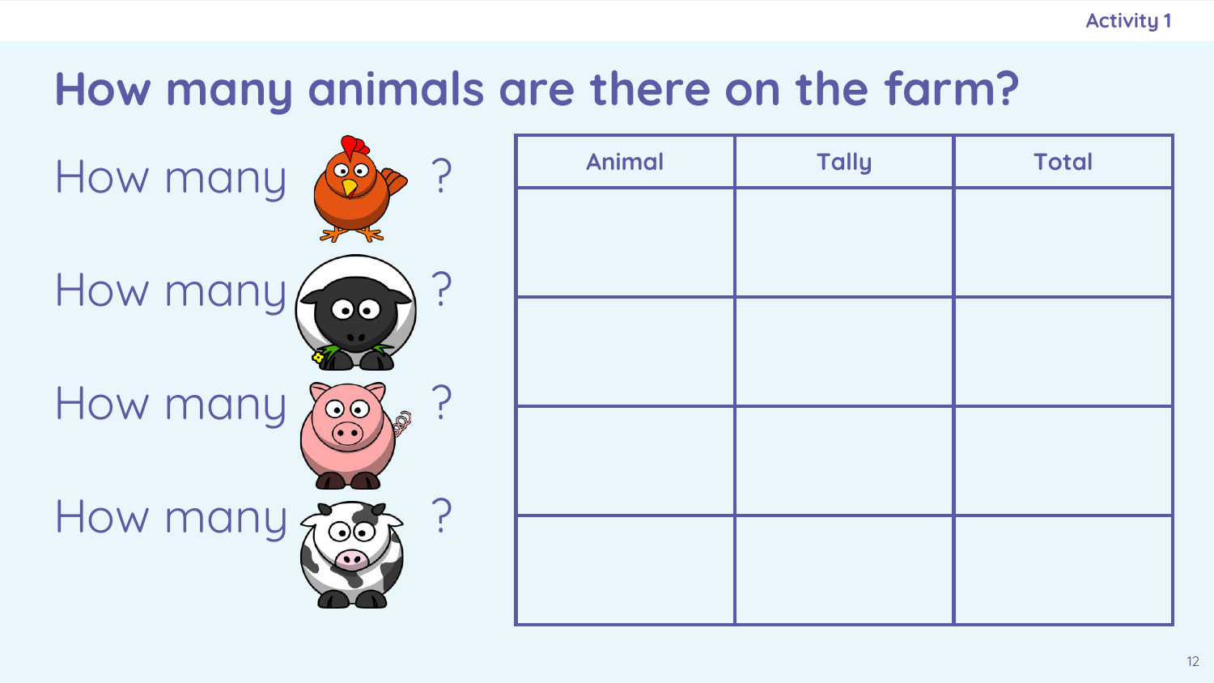# How many animals are there on the farm?

How many ?

How many ?

How many ?

How many ?

| Animal | Tally | Total |
| --- | --- | --- |
| | | |
| | | |
| | | |
| | | |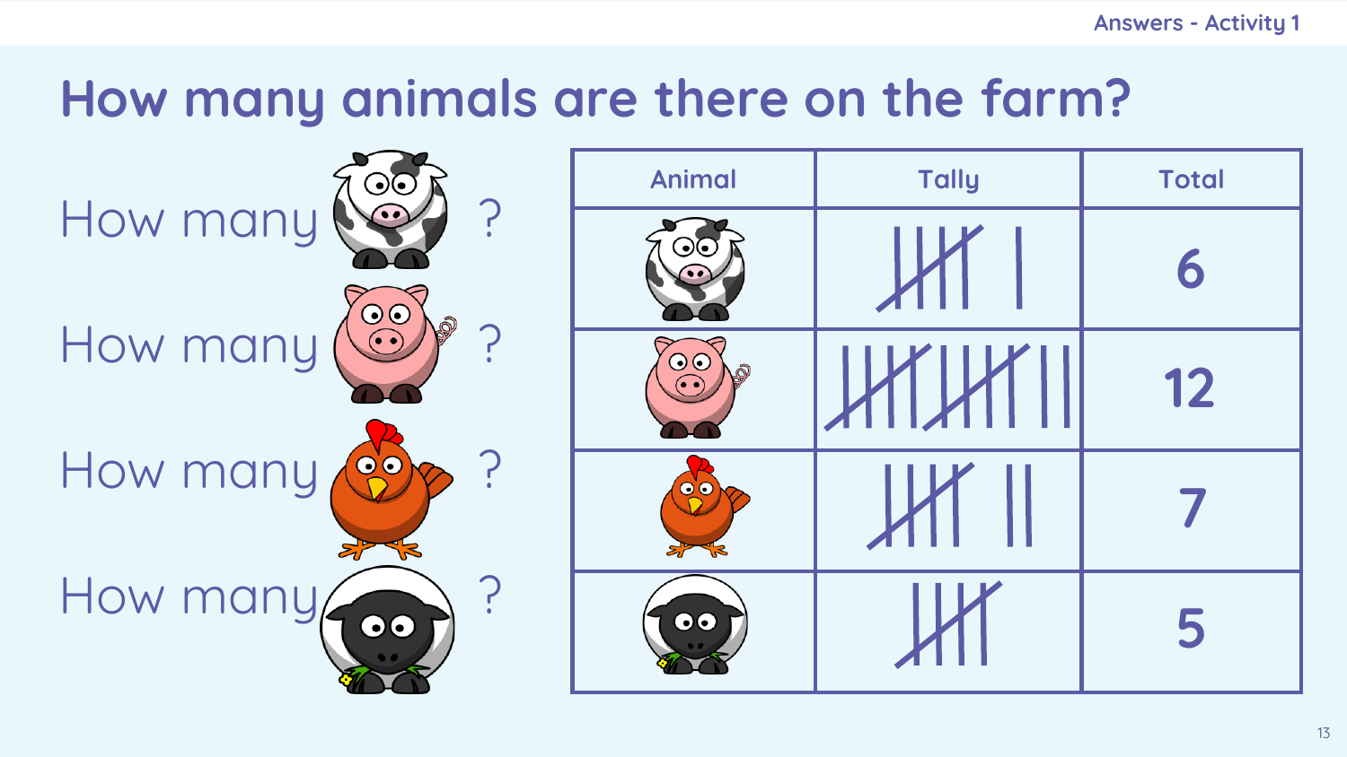# How many animals are there on the farm?

How many ?

How many ?

How many ?

How many ?

| Animal | Tally | Total |
|---|---|---|
| Cow | 𝍸 I | 6 |
| Pig | 𝍸 𝍸 II | 12 |
| Chicken | 𝍸 II | 7 |
| Sheep | 𝍸 | 5 |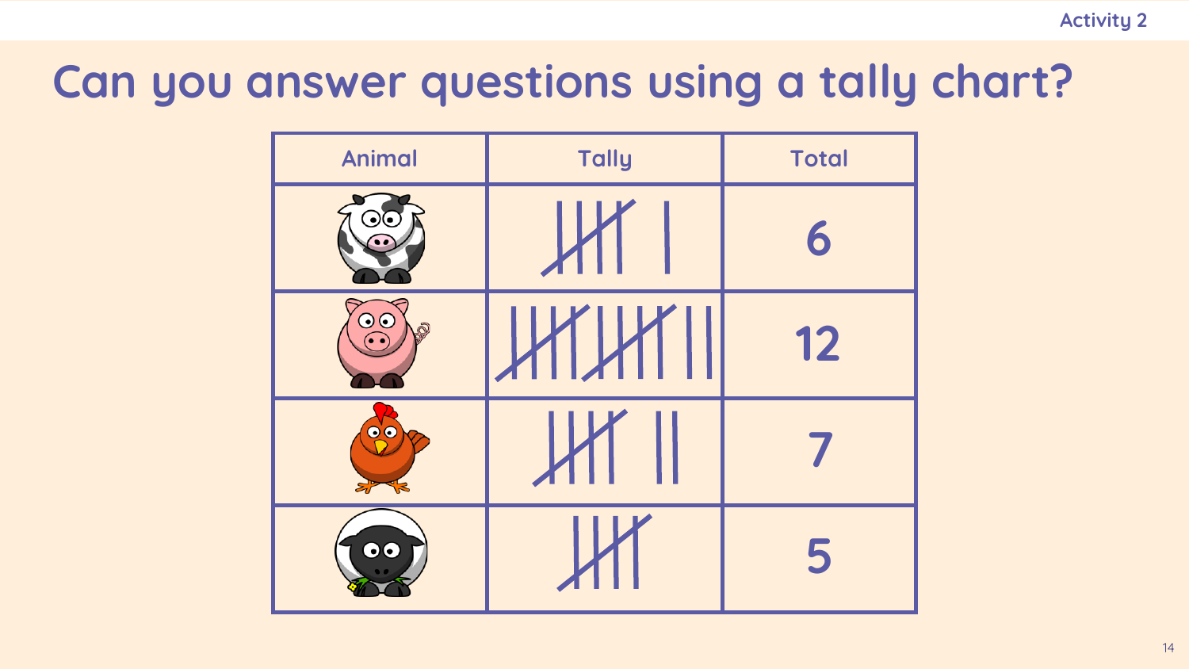Activity 2

# Can you answer questions using a tally chart?

| Animal | Tally | Total |
|---|---|---|
| | | 6 |
| | | 12 |
| | | 7 |
| | | 5 |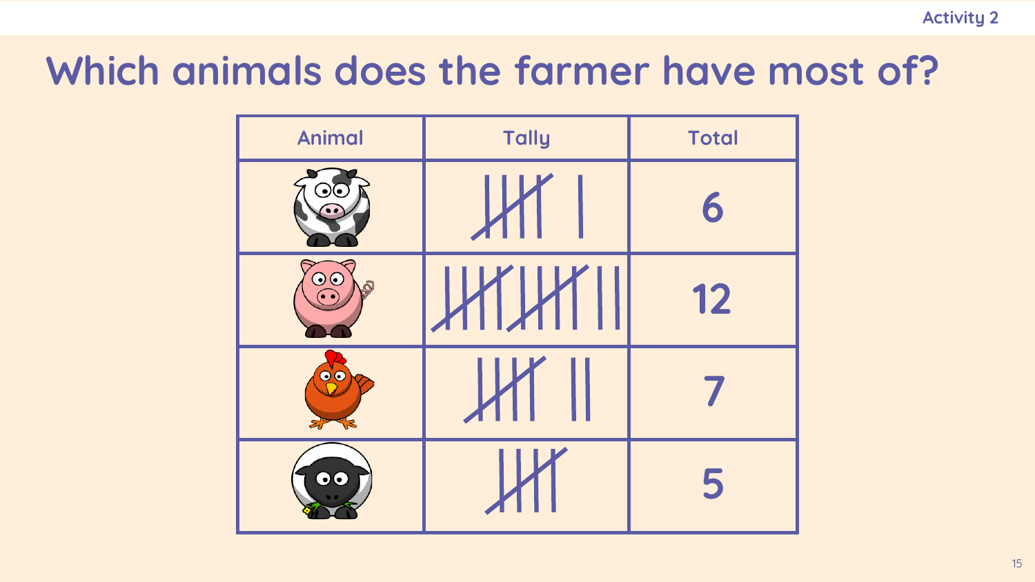Activity 2

# Which animals does the farmer have most of?

| Animal | Tally | Total |
| --- | --- | --- |
| |卌 I | 6 |
| | 卌 卌 II | 12 |
| | 卌 II | 7 |
| | 卌 | 5 |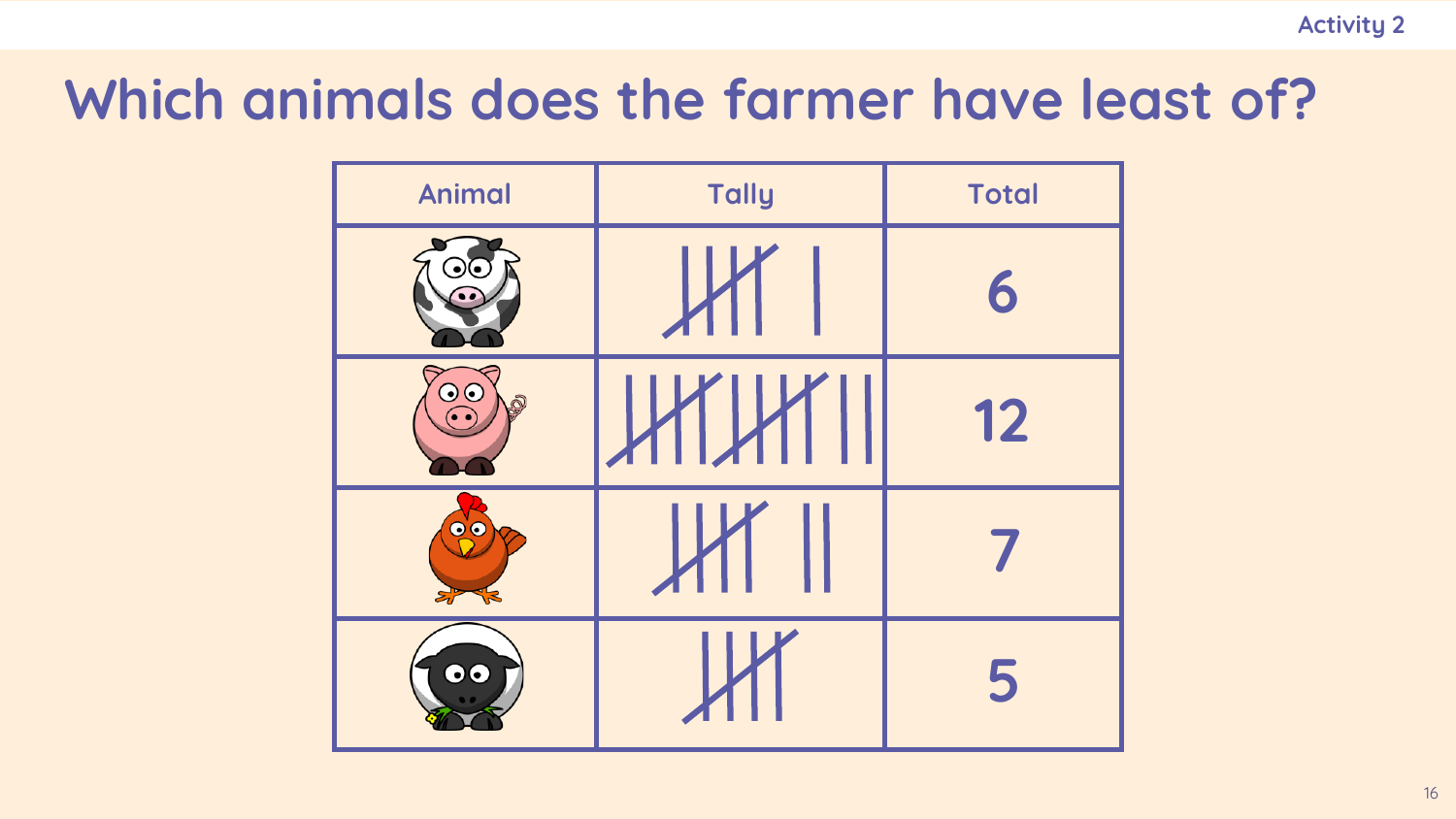# Which animals does the farmer have least of?

| Animal | Tally | Total |
| --- | --- | --- |
| | 𝍸 \| | 6 |
| | 𝍸 𝍸 \|\| | 12 |
| | 𝍸 \|\| | 7 |
| | 𝍸 | 5 |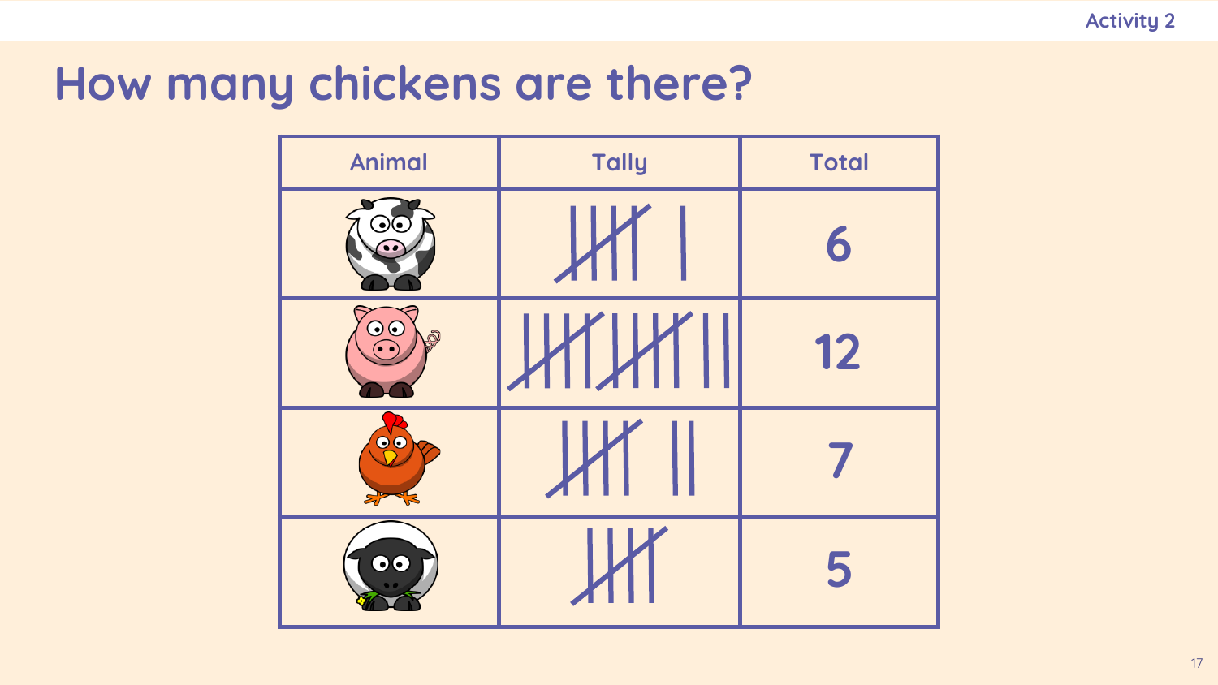# How many chickens are there?

| Animal | Tally | Total |
|---|---|---|
| Cow | ~~IIII~~ I | 6 |
| Pig | ~~IIII~~ ~~IIII~~ II | 12 |
| Chicken | ~~IIII~~ II | 7 |
| Sheep | ~~IIII~~ | 5 |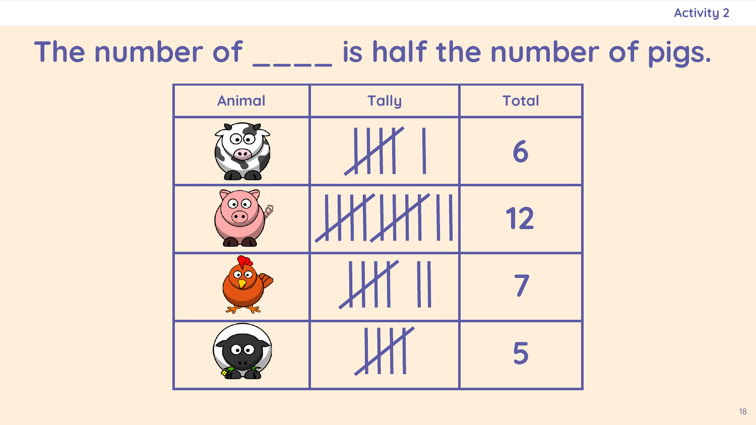Activity 2

# The number of ____ is half the number of pigs.

| Animal | Tally | Total |
| --- | --- | --- |
| | | 6 |
| | | 12 |
| | | 7 |
| | | 5 |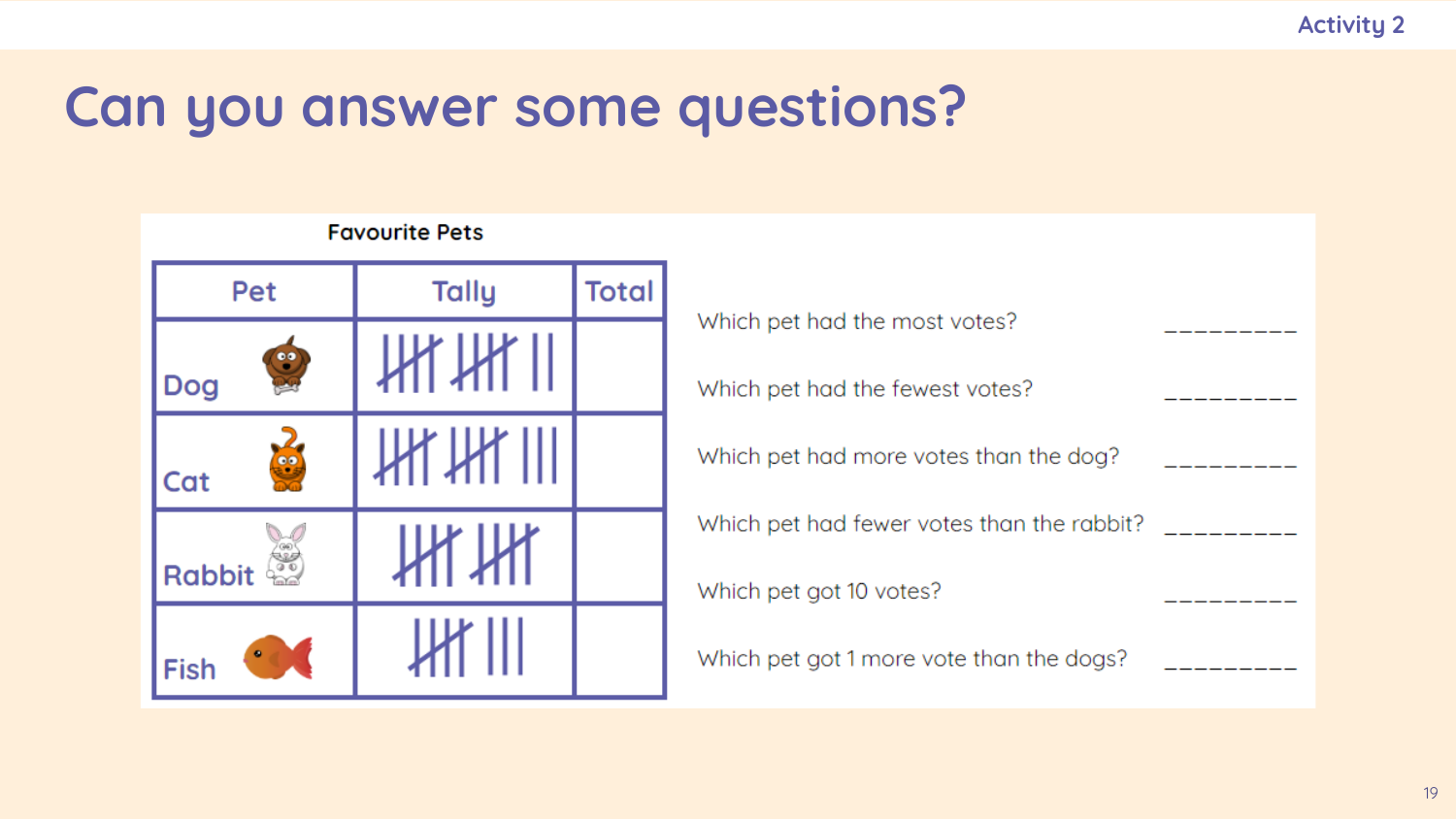Activity 2

# Can you answer some questions?

**Favourite Pets**

| Pet | Tally | Total |
| --- | --- | --- |
| Dog | 卌 卌 \|\| | |
| Cat | 卌 卌 \|\|\| | |
| Rabbit | 卌 卌 | |
| Fish | 卌 \|\|\| | |

Which pet had the most votes? _________

Which pet had the fewest votes? _________

Which pet had more votes than the dog? _________

Which pet had fewer votes than the rabbit? _________

Which pet got 10 votes? _________

Which pet got 1 more vote than the dogs? _________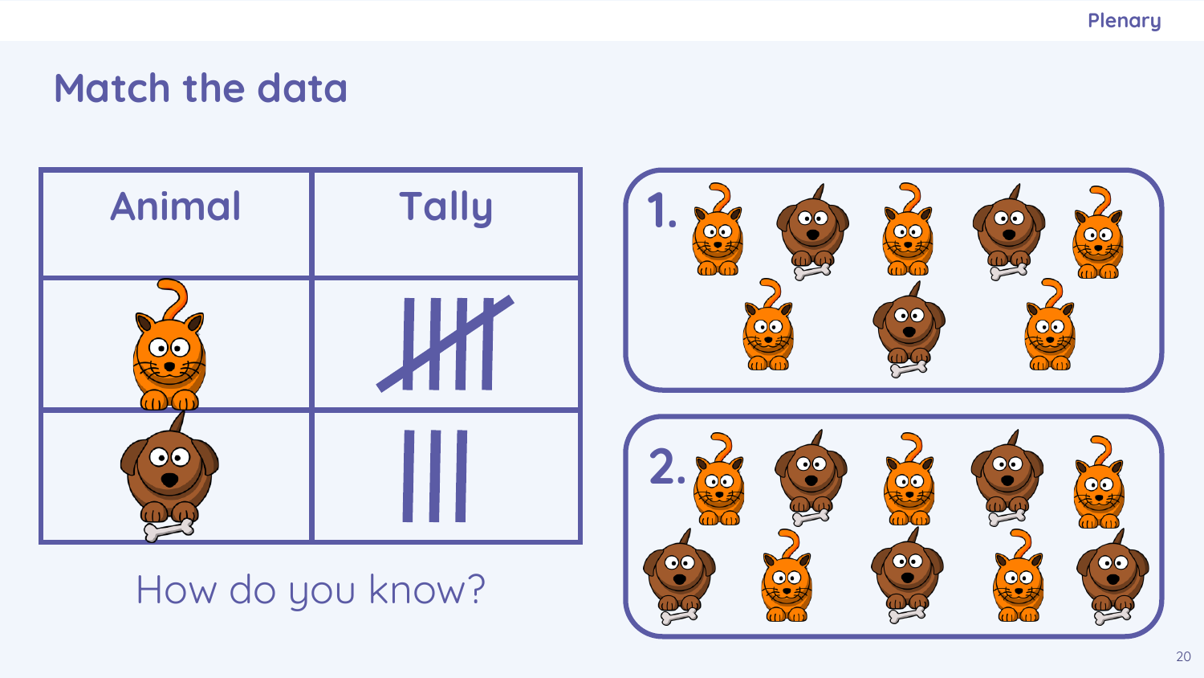# Match the data

| Animal | Tally |
|---|---|
| Cat | 𝍸 (5) |
| Dog | III (3) |

How do you know?

1.

2.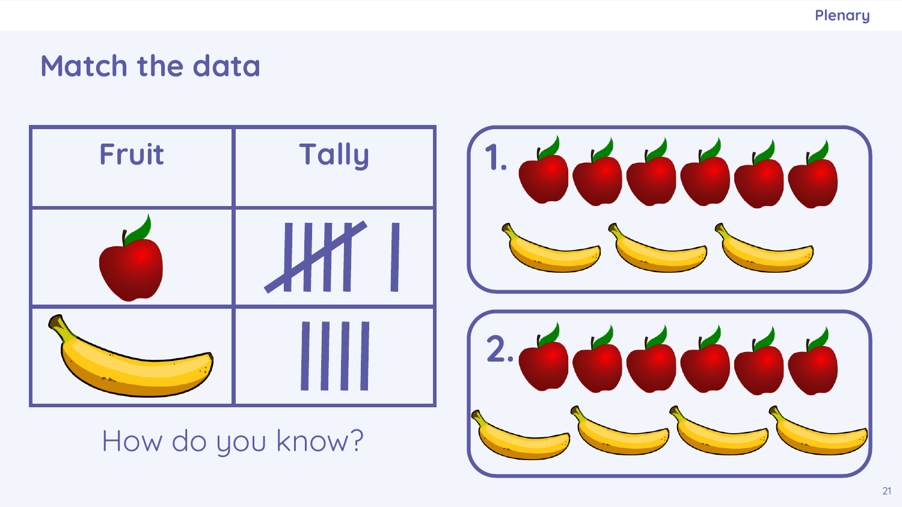# Match the data

| Fruit | Tally |
|---|---|
| Apple | 𝍸 I |
| Banana | IIII |

How do you know?

1.

2.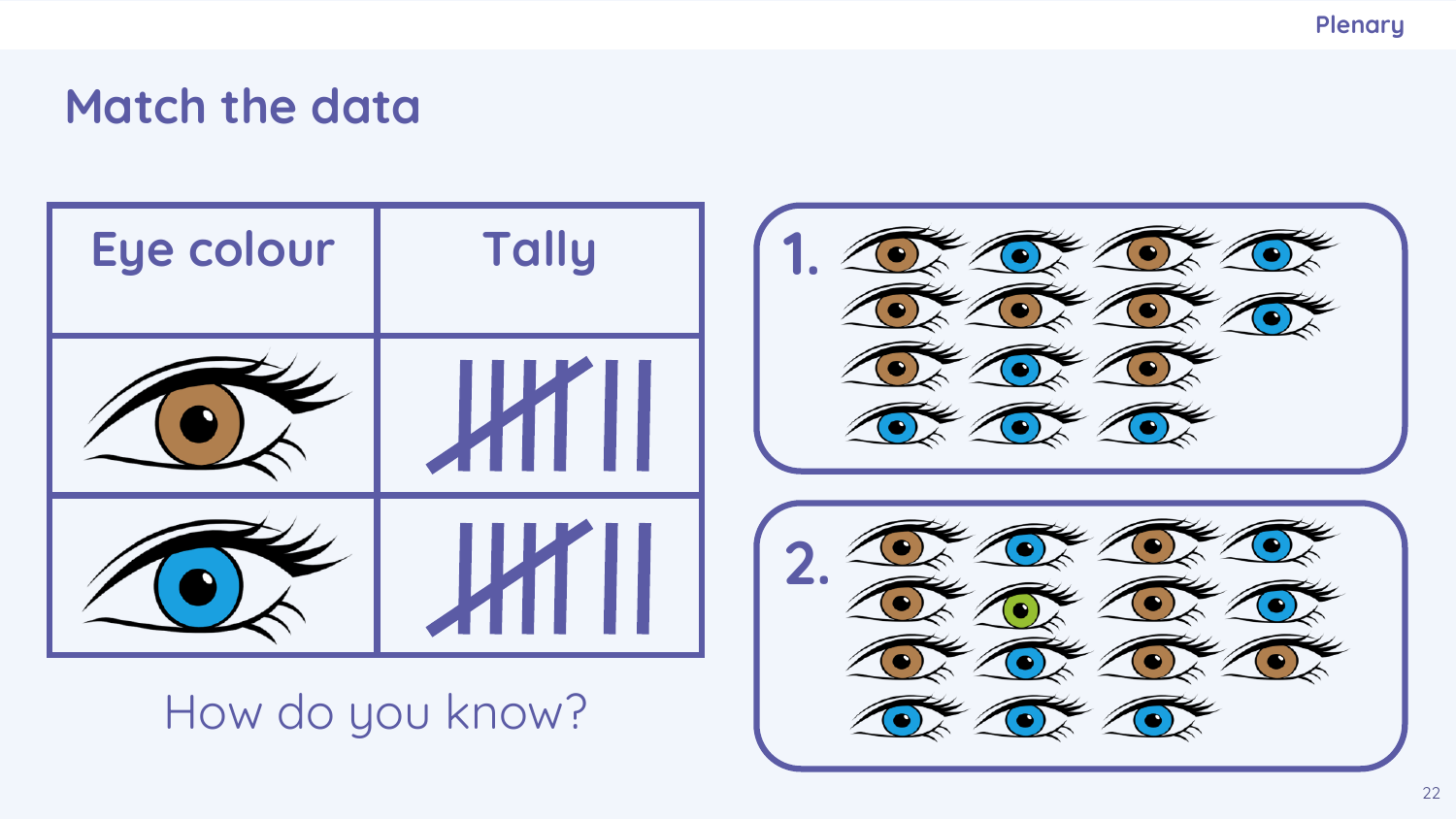# Match the data

| Eye colour | Tally |
|---|---|
| | |
| | |

How do you know?

1.

2.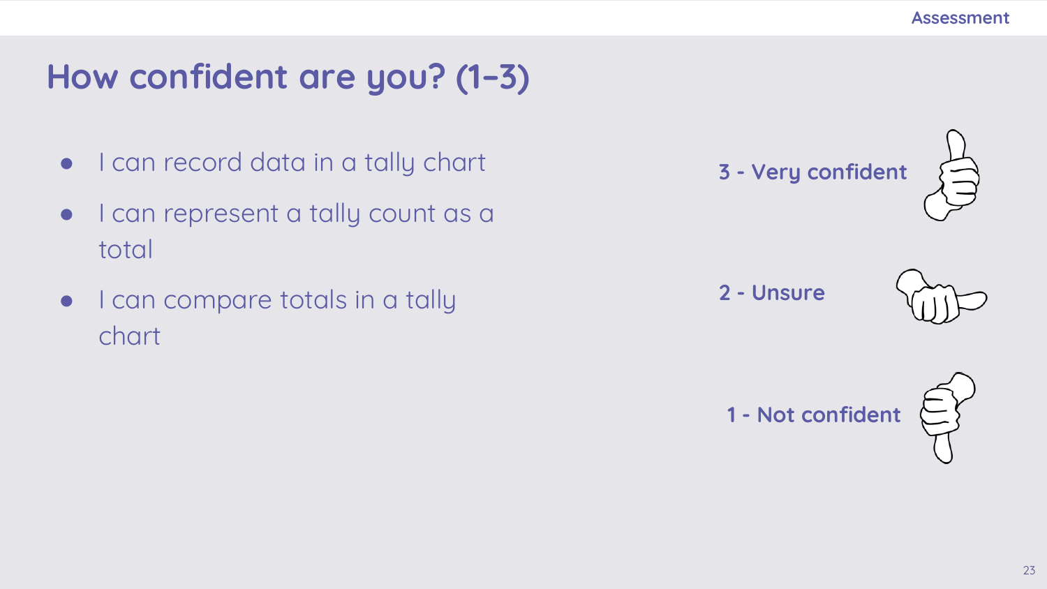# How confident are you? (1–3)

- I can record data in a tally chart
- I can represent a tally count as a total
- I can compare totals in a tally chart

**3 - Very confident**

**2 - Unsure**

**1 - Not confident**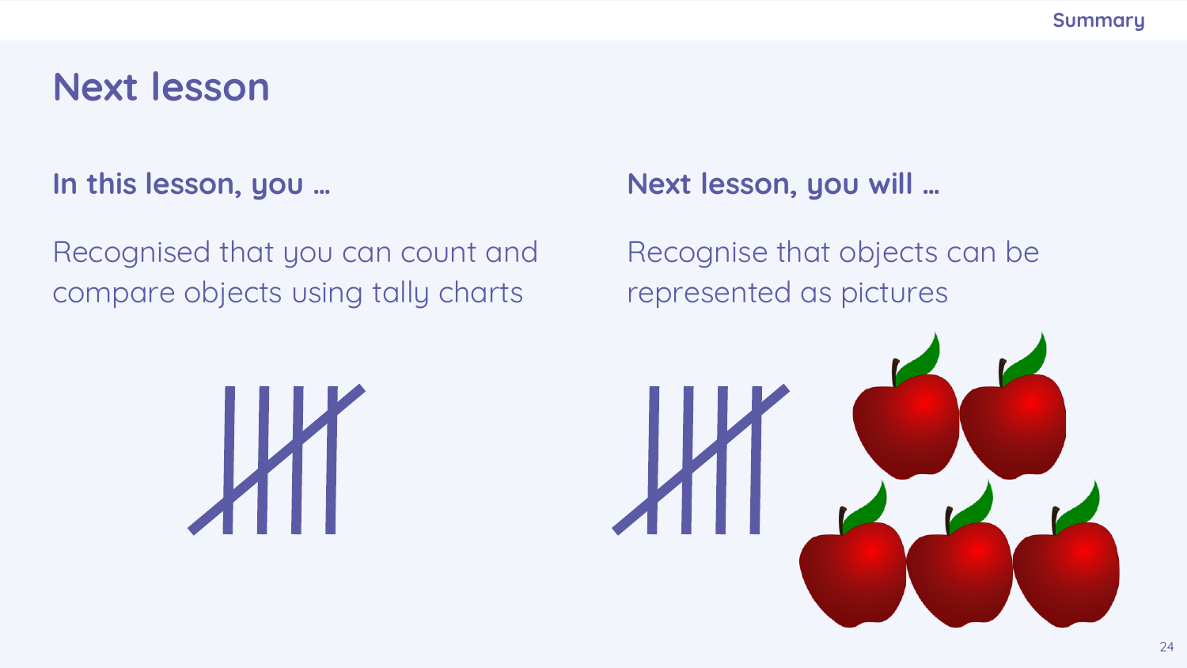# Next lesson

### In this lesson, you …

Recognised that you can count and compare objects using tally charts

### Next lesson, you will …

Recognise that objects can be represented as pictures